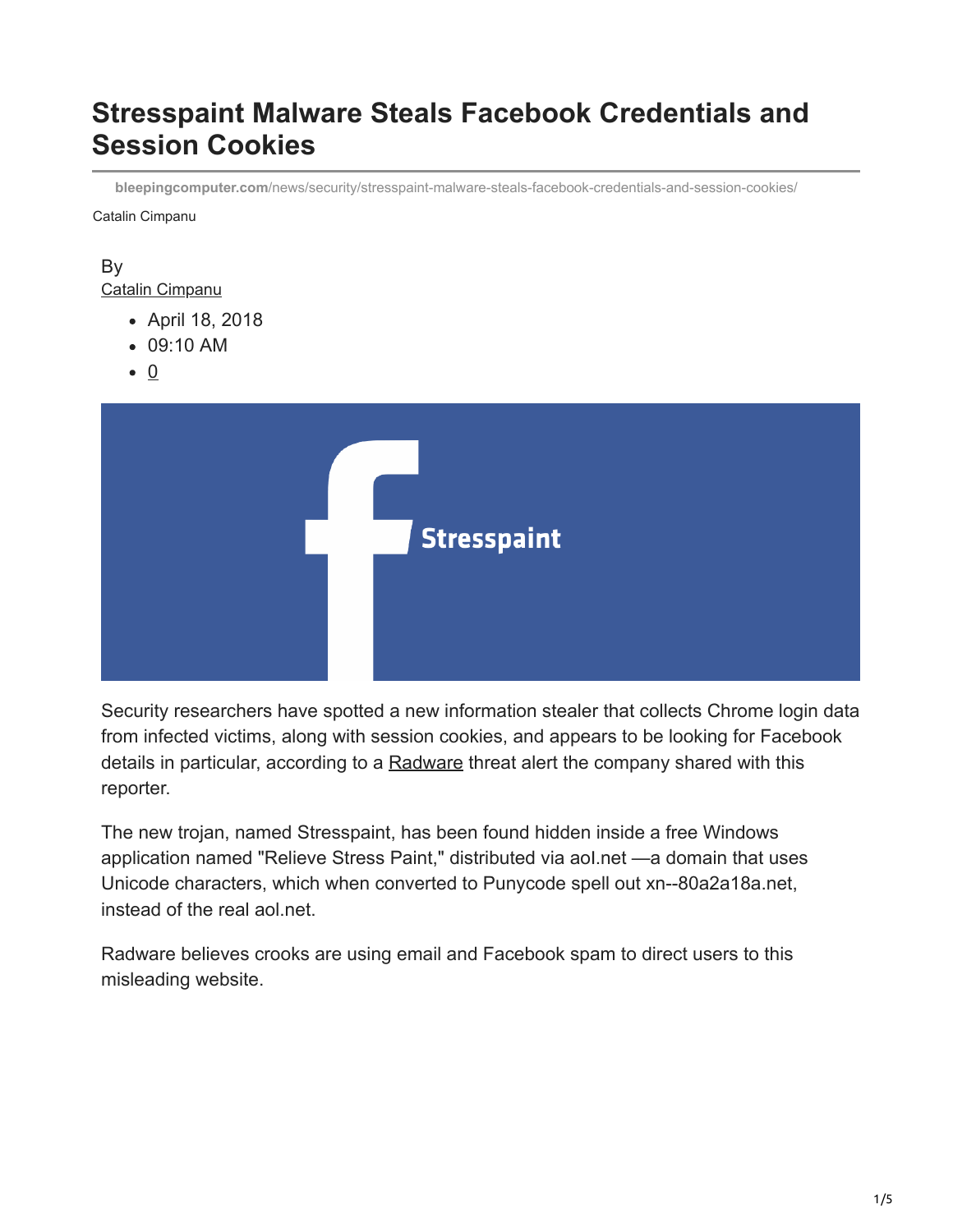# Stresspaint Malware Steals Facebook Credentials and Session Cookies

bleepingcomputer.com/news/security/stresspaint-malware-steals-facebook-credentials-and-session-cookies/

Catalin Cimpanu

By
Catalin Cimpanu

- April 18, 2018
- 09:10 AM
- 0

Security researchers have spotted a new information stealer that collects Chrome login data from infected victims, along with session cookies, and appears to be looking for Facebook details in particular, according to a Radware threat alert the company shared with this reporter.

The new trojan, named Stresspaint, has been found hidden inside a free Windows application named "Relieve Stress Paint," distributed via aol.net —a domain that uses Unicode characters, which when converted to Punycode spell out xn--80a2a18a.net, instead of the real aol.net.

Radware believes crooks are using email and Facebook spam to direct users to this misleading website.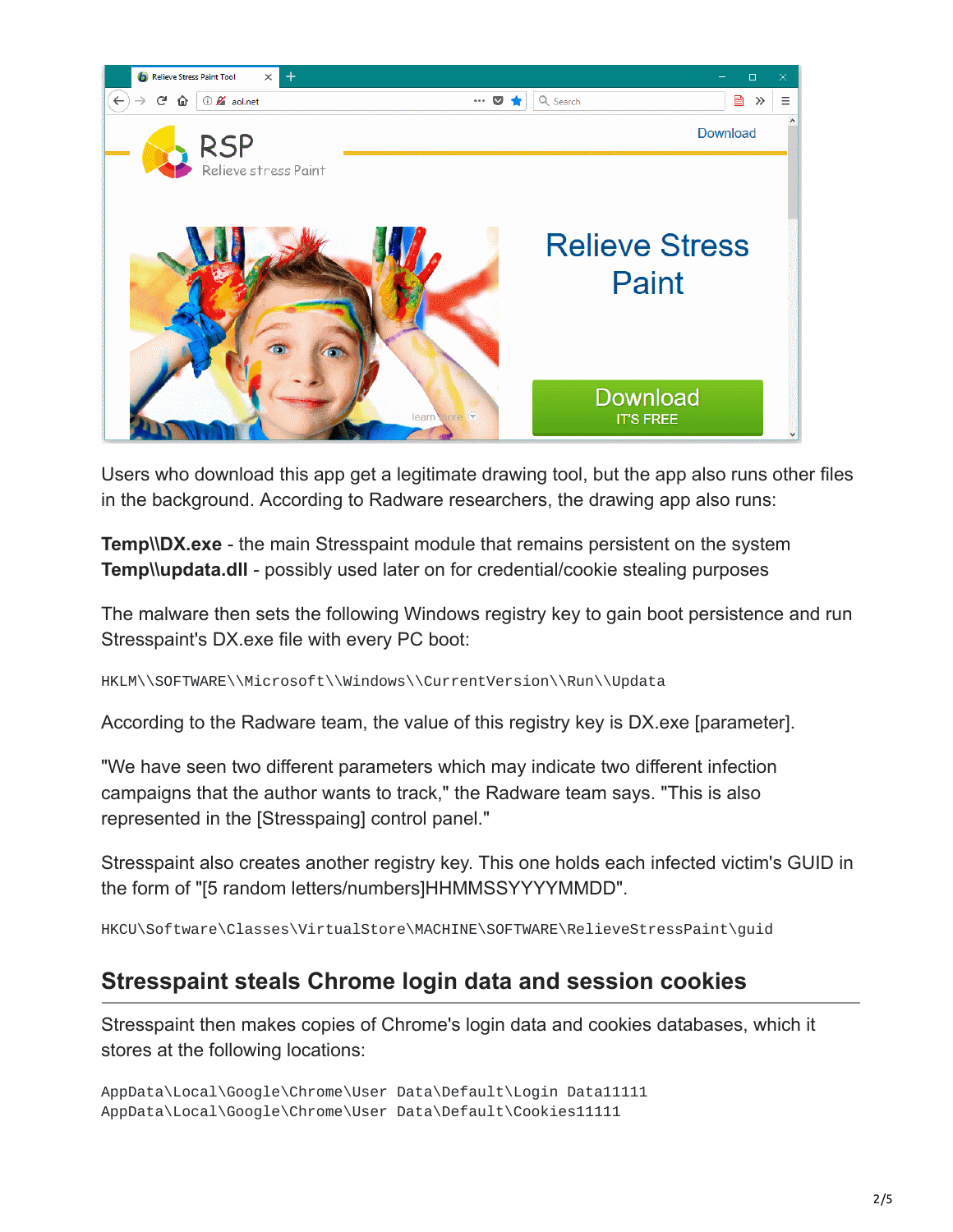Users who download this app get a legitimate drawing tool, but the app also runs other files in the background. According to Radware researchers, the drawing app also runs:

**Temp\\DX.exe** - the main Stresspaint module that remains persistent on the system
**Temp\\updata.dll** - possibly used later on for credential/cookie stealing purposes

The malware then sets the following Windows registry key to gain boot persistence and run Stresspaint's DX.exe file with every PC boot:

```
HKLM\\SOFTWARE\\Microsoft\\Windows\\CurrentVersion\\Run\\Updata
```

According to the Radware team, the value of this registry key is DX.exe [parameter].

"We have seen two different parameters which may indicate two different infection campaigns that the author wants to track," the Radware team says. "This is also represented in the [Stresspaing] control panel."

Stresspaint also creates another registry key. This one holds each infected victim's GUID in the form of "[5 random letters/numbers]HHMMSSYYYYMMDD".

```
HKCU\Software\Classes\VirtualStore\MACHINE\SOFTWARE\RelieveStressPaint\guid
```

## Stresspaint steals Chrome login data and session cookies

Stresspaint then makes copies of Chrome's login data and cookies databases, which it stores at the following locations:

```
AppData\Local\Google\Chrome\User Data\Default\Login Data11111
AppData\Local\Google\Chrome\User Data\Default\Cookies11111
```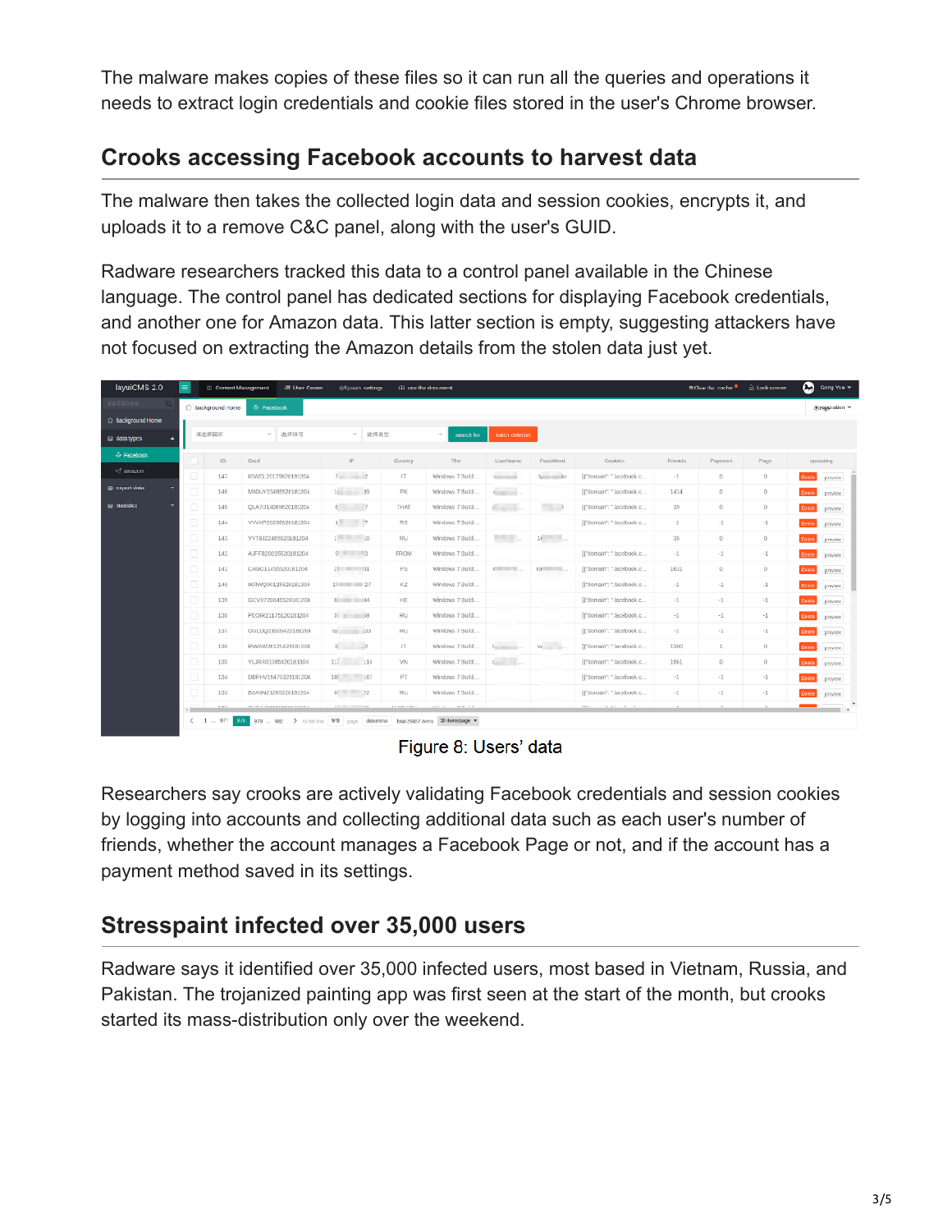The malware makes copies of these files so it can run all the queries and operations it needs to extract login credentials and cookie files stored in the user's Chrome browser.

## Crooks accessing Facebook accounts to harvest data

The malware then takes the collected login data and session cookies, encrypts it, and uploads it to a remove C&C panel, along with the user's GUID.

Radware researchers tracked this data to a control panel available in the Chinese language. The control panel has dedicated sections for displaying Facebook credentials, and another one for Amazon data. This latter section is empty, suggesting attackers have not focused on extracting the Amazon details from the stolen data just yet.

Figure 8: Users' data

Researchers say crooks are actively validating Facebook credentials and session cookies by logging into accounts and collecting additional data such as each user's number of friends, whether the account manages a Facebook Page or not, and if the account has a payment method saved in its settings.

## Stresspaint infected over 35,000 users

Radware says it identified over 35,000 infected users, most based in Vietnam, Russia, and Pakistan. The trojanized painting app was first seen at the start of the month, but crooks started its mass-distribution only over the weekend.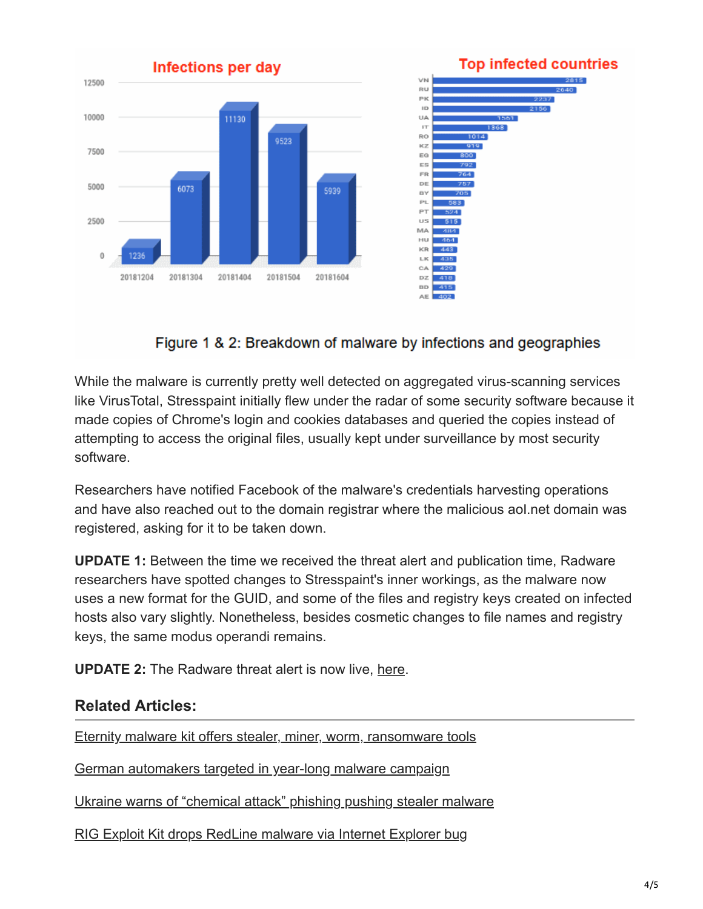Infections per day

| Date | Infections |
| --- | --- |
| 20181204 | 1236 |
| 20181304 | 6073 |
| 20181404 | 11130 |
| 20181504 | 9523 |
| 20181604 | 5939 |

Top infected countries

| Country | Infections |
| --- | --- |
| VN | 2815 |
| RU | 2640 |
| PK | 2237 |
| ID | 2156 |
| UA | 1561 |
| IT | 1368 |
| RO | 1014 |
| KZ | 919 |
| EG | 800 |
| ES | 792 |
| FR | 764 |
| DE | 757 |
| BY | 705 |
| PL | 583 |
| PT | 524 |
| US | 515 |
| MA | 484 |
| HU | 464 |
| KR | 443 |
| LK | 435 |
| CA | 429 |
| DZ | 418 |
| BD | 415 |
| AE | 402 |

Figure 1 & 2: Breakdown of malware by infections and geographies

While the malware is currently pretty well detected on aggregated virus-scanning services like VirusTotal, Stresspaint initially flew under the radar of some security software because it made copies of Chrome's login and cookies databases and queried the copies instead of attempting to access the original files, usually kept under surveillance by most security software.

Researchers have notified Facebook of the malware's credentials harvesting operations and have also reached out to the domain registrar where the malicious aol.net domain was registered, asking for it to be taken down.

**UPDATE 1:** Between the time we received the threat alert and publication time, Radware researchers have spotted changes to Stresspaint's inner workings, as the malware now uses a new format for the GUID, and some of the files and registry keys created on infected hosts also vary slightly. Nonetheless, besides cosmetic changes to file names and registry keys, the same modus operandi remains.

**UPDATE 2:** The Radware threat alert is now live, here.

## Related Articles:

Eternity malware kit offers stealer, miner, worm, ransomware tools

German automakers targeted in year-long malware campaign

Ukraine warns of "chemical attack" phishing pushing stealer malware

RIG Exploit Kit drops RedLine malware via Internet Explorer bug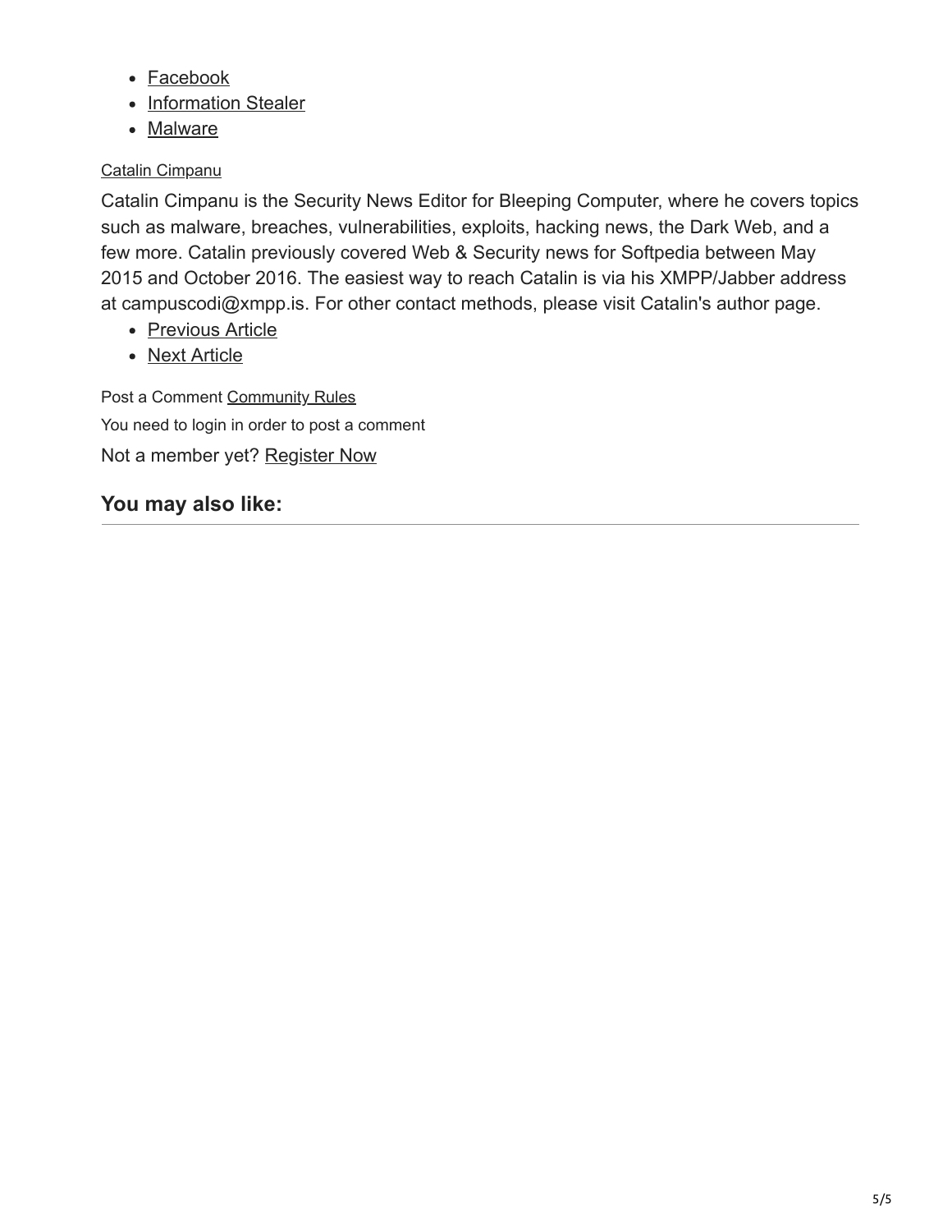- Facebook
- Information Stealer
- Malware

Catalin Cimpanu

Catalin Cimpanu is the Security News Editor for Bleeping Computer, where he covers topics such as malware, breaches, vulnerabilities, exploits, hacking news, the Dark Web, and a few more. Catalin previously covered Web & Security news for Softpedia between May 2015 and October 2016. The easiest way to reach Catalin is via his XMPP/Jabber address at campuscodi@xmpp.is. For other contact methods, please visit Catalin's author page.

- Previous Article
- Next Article

Post a Comment Community Rules

You need to login in order to post a comment

Not a member yet? Register Now

## You may also like: